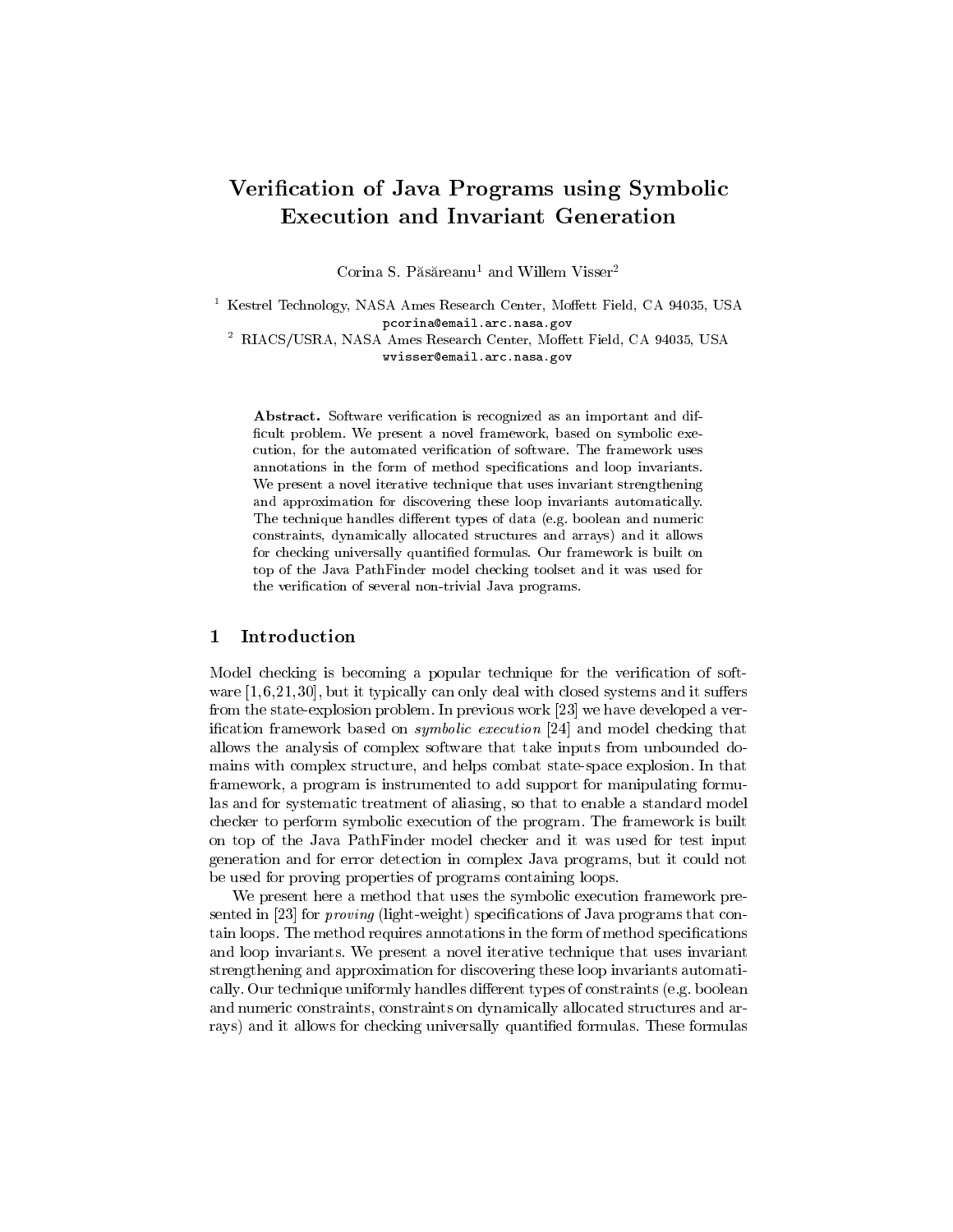# Verification of Java Programs using Symbolic Execution and Invariant Generation

Corina S. Păsăreanu[1] and Willem Visser[2]

[1] Kestrel Technology, NASA Ames Research Center, Moffett Field, CA 94035, USA
pcorina@email.arc.nasa.gov

[2] RIACS/USRA, NASA Ames Research Center, Moffett Field, CA 94035, USA
wvisser@email.arc.nasa.gov

**Abstract.** Software verification is recognized as an important and difficult problem. We present a novel framework, based on symbolic execution, for the automated verification of software. The framework uses annotations in the form of method specifications and loop invariants. We present a novel iterative technique that uses invariant strengthening and approximation for discovering these loop invariants automatically. The technique handles different types of data (e.g. boolean and numeric constraints, dynamically allocated structures and arrays) and it allows for checking universally quantified formulas. Our framework is built on top of the Java PathFinder model checking toolset and it was used for the verification of several non-trivial Java programs.

## 1 Introduction

Model checking is becoming a popular technique for the verification of software [1,6,21,30], but it typically can only deal with closed systems and it suffers from the state-explosion problem. In previous work [23] we have developed a verification framework based on *symbolic execution* [24] and model checking that allows the analysis of complex software that take inputs from unbounded domains with complex structure, and helps combat state-space explosion. In that framework, a program is instrumented to add support for manipulating formulas and for systematic treatment of aliasing, so that to enable a standard model checker to perform symbolic execution of the program. The framework is built on top of the Java PathFinder model checker and it was used for test input generation and for error detection in complex Java programs, but it could not be used for proving properties of programs containing loops.

We present here a method that uses the symbolic execution framework presented in [23] for *proving* (light-weight) specifications of Java programs that contain loops. The method requires annotations in the form of method specifications and loop invariants. We present a novel iterative technique that uses invariant strengthening and approximation for discovering these loop invariants automatically. Our technique uniformly handles different types of constraints (e.g. boolean and numeric constraints, constraints on dynamically allocated structures and arrays) and it allows for checking universally quantified formulas. These formulas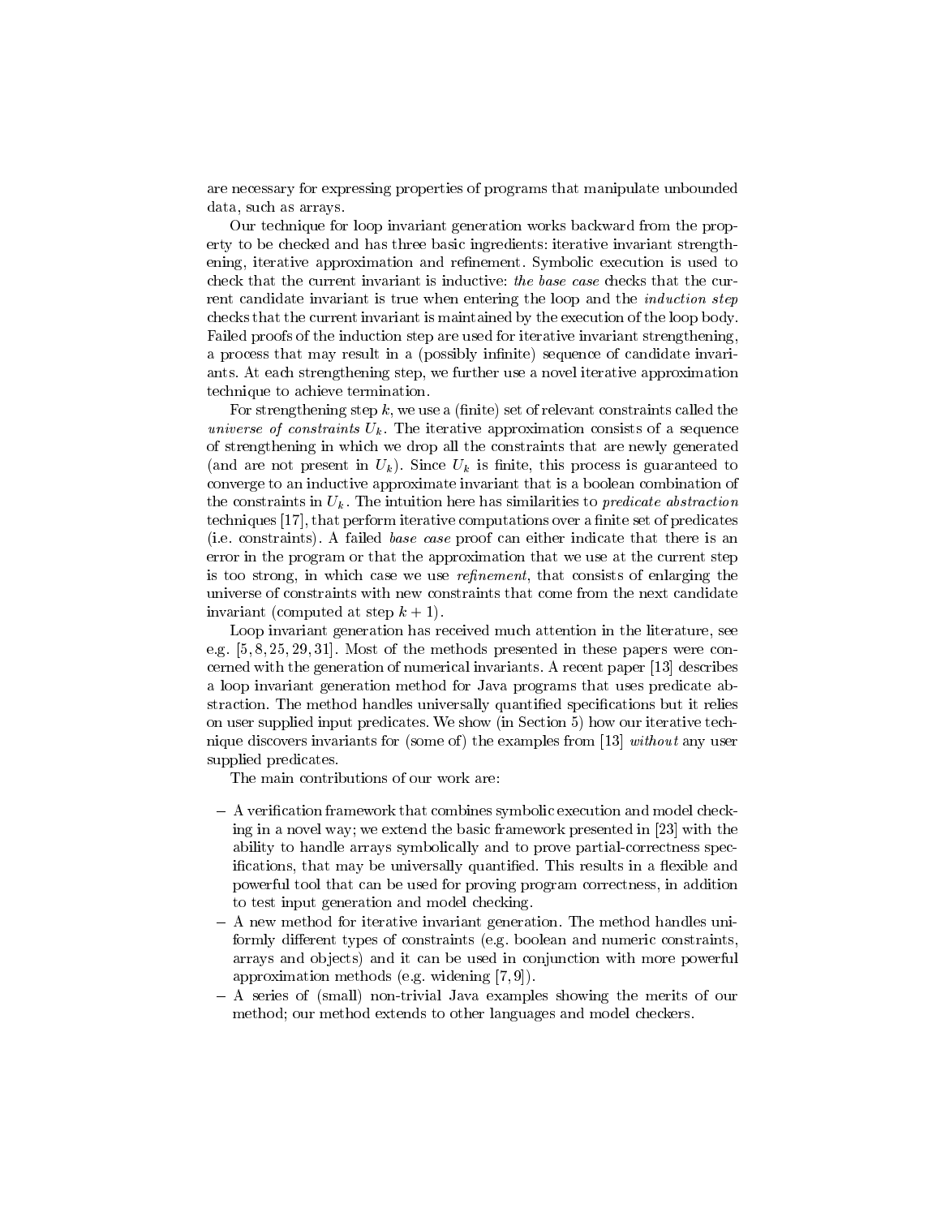are necessary for expressing properties of programs that manipulate unbounded data, such as arrays.

Our technique for loop invariant generation works backward from the property to be checked and has three basic ingredients: iterative invariant strengthening, iterative approximation and refinement. Symbolic execution is used to check that the current invariant is inductive: *the base case* checks that the current candidate invariant is true when entering the loop and the *induction step* checks that the current invariant is maintained by the execution of the loop body. Failed proofs of the induction step are used for iterative invariant strengthening, a process that may result in a (possibly infinite) sequence of candidate invariants. At each strengthening step, we further use a novel iterative approximation technique to achieve termination.

For strengthening step $k$, we use a (finite) set of relevant constraints called the *universe of constraints* $U_k$. The iterative approximation consists of a sequence of strengthening in which we drop all the constraints that are newly generated (and are not present in $U_k$). Since $U_k$ is finite, this process is guaranteed to converge to an inductive approximate invariant that is a boolean combination of the constraints in $U_k$. The intuition here has similarities to *predicate abstraction* techniques [17], that perform iterative computations over a finite set of predicates (i.e. constraints). A failed *base case* proof can either indicate that there is an error in the program or that the approximation that we use at the current step is too strong, in which case we use *refinement*, that consists of enlarging the universe of constraints with new constraints that come from the next candidate invariant (computed at step $k+1$).

Loop invariant generation has received much attention in the literature, see e.g. [5, 8, 25, 29, 31]. Most of the methods presented in these papers were concerned with the generation of numerical invariants. A recent paper [13] describes a loop invariant generation method for Java programs that uses predicate abstraction. The method handles universally quantified specifications but it relies on user supplied input predicates. We show (in Section 5) how our iterative technique discovers invariants for (some of) the examples from [13] *without* any user supplied predicates.

The main contributions of our work are:

- A verification framework that combines symbolic execution and model checking in a novel way; we extend the basic framework presented in [23] with the ability to handle arrays symbolically and to prove partial-correctness specifications, that may be universally quantified. This results in a flexible and powerful tool that can be used for proving program correctness, in addition to test input generation and model checking.
- A new method for iterative invariant generation. The method handles uniformly different types of constraints (e.g. boolean and numeric constraints, arrays and objects) and it can be used in conjunction with more powerful approximation methods (e.g. widening [7, 9]).
- A series of (small) non-trivial Java examples showing the merits of our method; our method extends to other languages and model checkers.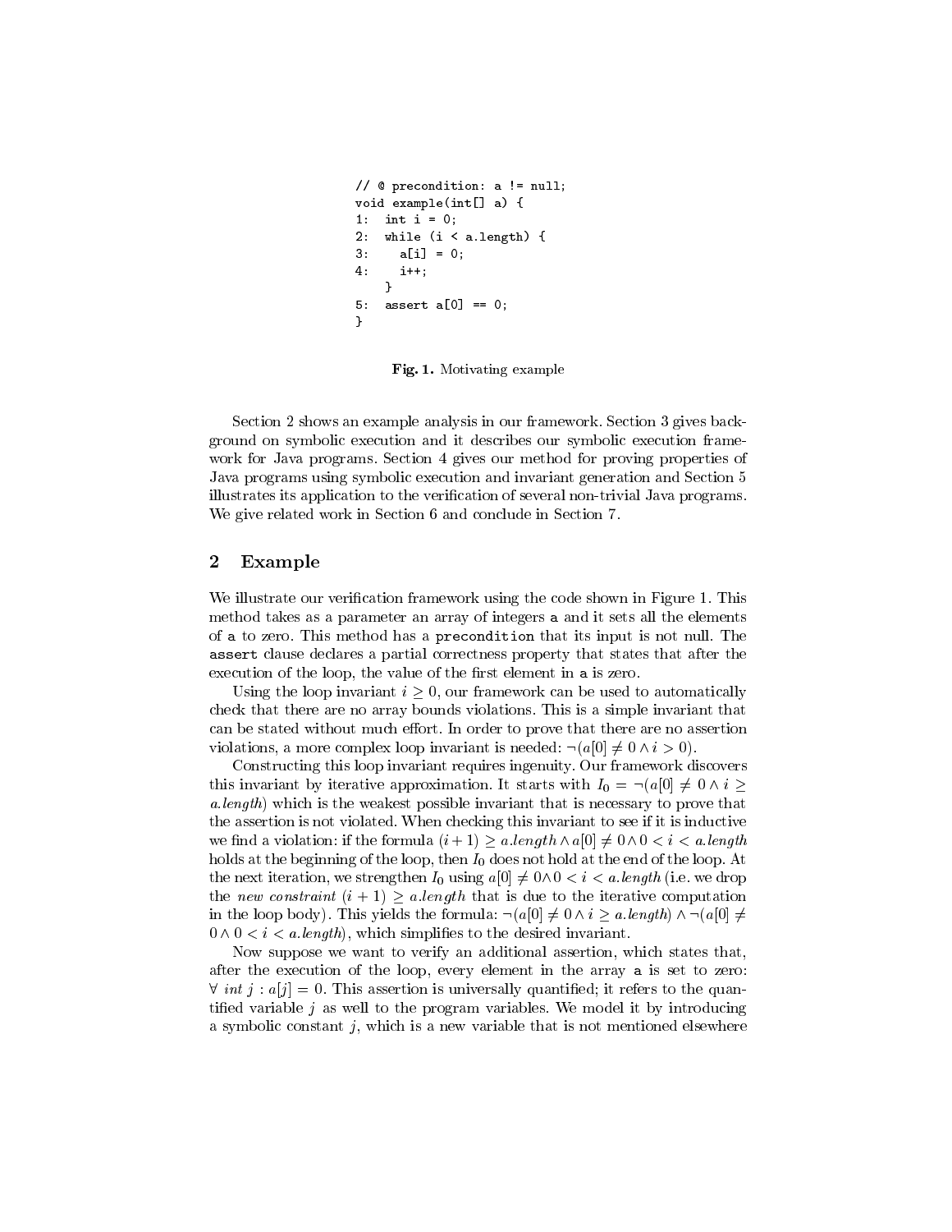```
// @ precondition: a != null;
void example(int[] a) {
1:  int i = 0;
2:  while (i < a.length) {
3:    a[i] = 0;
4:    i++;
    }
5:  assert a[0] == 0;
}
```

**Fig. 1.** Motivating example

Section 2 shows an example analysis in our framework. Section 3 gives background on symbolic execution and it describes our symbolic execution framework for Java programs. Section 4 gives our method for proving properties of Java programs using symbolic execution and invariant generation and Section 5 illustrates its application to the verification of several non-trivial Java programs. We give related work in Section 6 and conclude in Section 7.

## 2 Example

We illustrate our verification framework using the code shown in Figure 1. This method takes as a parameter an array of integers `a` and it sets all the elements of `a` to zero. This method has a `precondition` that its input is not null. The `assert` clause declares a partial correctness property that states that after the execution of the loop, the value of the first element in `a` is zero.

Using the loop invariant $i \geq 0$, our framework can be used to automatically check that there are no array bounds violations. This is a simple invariant that can be stated without much effort. In order to prove that there are no assertion violations, a more complex loop invariant is needed: $\neg(a[0] \neq 0 \wedge i > 0)$.

Constructing this loop invariant requires ingenuity. Our framework discovers this invariant by iterative approximation. It starts with $I_0 = \neg(a[0] \neq 0 \wedge i \geq a.length)$ which is the weakest possible invariant that is necessary to prove that the assertion is not violated. When checking this invariant to see if it is inductive we find a violation: if the formula $(i+1) \geq a.length \wedge a[0] \neq 0 \wedge 0 < i < a.length$ holds at the beginning of the loop, then $I_0$ does not hold at the end of the loop. At the next iteration, we strengthen $I_0$ using $a[0] \neq 0 \wedge 0 < i < a.length$ (i.e. we drop the *new constraint* $(i+1) \geq a.length$ that is due to the iterative computation in the loop body). This yields the formula: $\neg(a[0] \neq 0 \wedge i \geq a.length) \wedge \neg(a[0] \neq 0 \wedge 0 < i < a.length)$, which simplifies to the desired invariant.

Now suppose we want to verify an additional assertion, which states that, after the execution of the loop, every element in the array `a` is set to zero: $\forall$ *int* $j : a[j] = 0$. This assertion is universally quantified; it refers to the quantified variable $j$ as well to the program variables. We model it by introducing a symbolic constant $j$, which is a new variable that is not mentioned elsewhere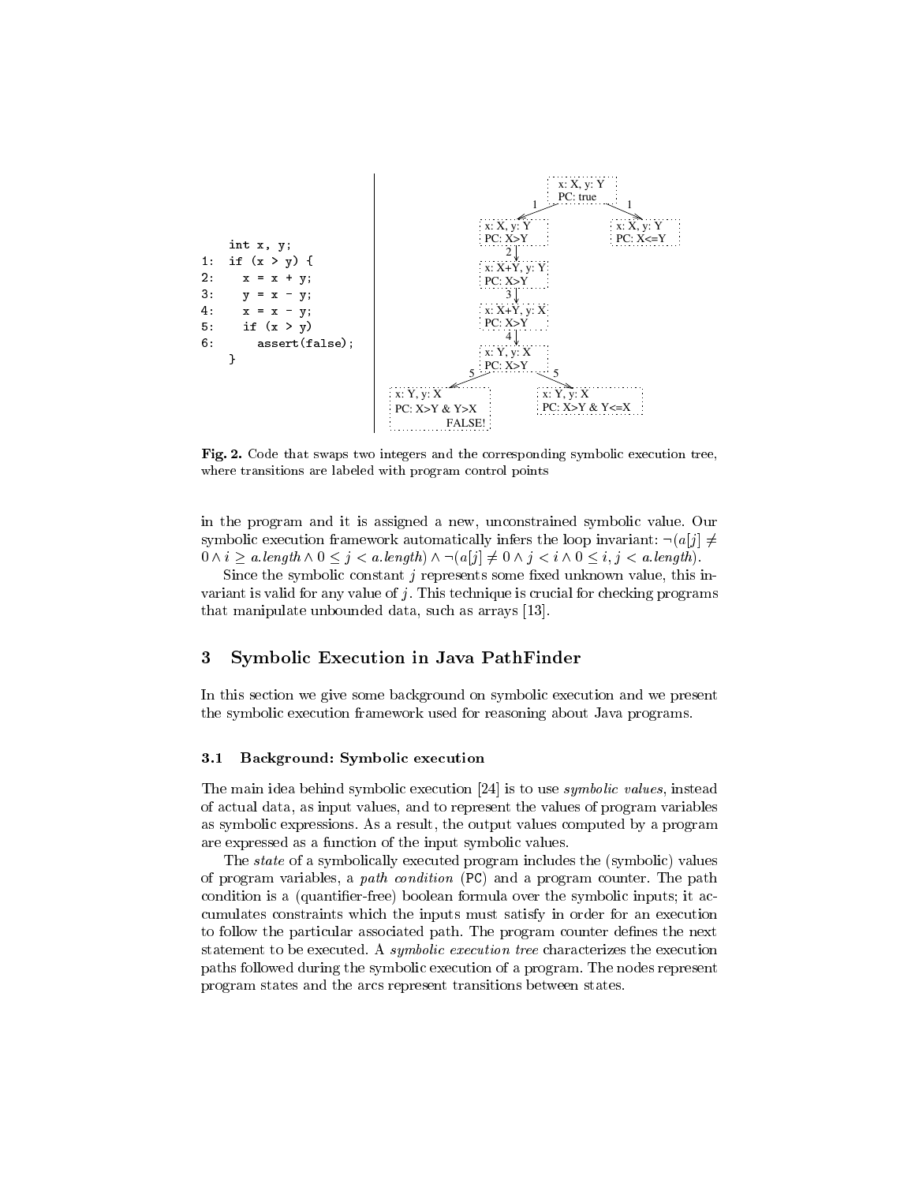```
    int x, y;
1:  if (x > y) {
2:    x = x + y;
3:    y = x - y;
4:    x = x - y;
5:    if (x > y)
6:      assert(false);
    }
```

Fig. 2. Code that swaps two integers and the corresponding symbolic execution tree, where transitions are labeled with program control points

in the program and it is assigned a new, unconstrained symbolic value. Our symbolic execution framework automatically infers the loop invariant: $\neg(a[j] \neq 0 \wedge i \geq a.length \wedge 0 \leq j < a.length) \wedge \neg(a[j] \neq 0 \wedge j < i \wedge 0 \leq i, j < a.length)$.

Since the symbolic constant $j$ represents some fixed unknown value, this invariant is valid for any value of $j$. This technique is crucial for checking programs that manipulate unbounded data, such as arrays [13].

## 3 Symbolic Execution in Java PathFinder

In this section we give some background on symbolic execution and we present the symbolic execution framework used for reasoning about Java programs.

### 3.1 Background: Symbolic execution

The main idea behind symbolic execution [24] is to use *symbolic values*, instead of actual data, as input values, and to represent the values of program variables as symbolic expressions. As a result, the output values computed by a program are expressed as a function of the input symbolic values.

The *state* of a symbolically executed program includes the (symbolic) values of program variables, a *path condition* (PC) and a program counter. The path condition is a (quantifier-free) boolean formula over the symbolic inputs; it accumulates constraints which the inputs must satisfy in order for an execution to follow the particular associated path. The program counter defines the next statement to be executed. A *symbolic execution tree* characterizes the execution paths followed during the symbolic execution of a program. The nodes represent program states and the arcs represent transitions between states.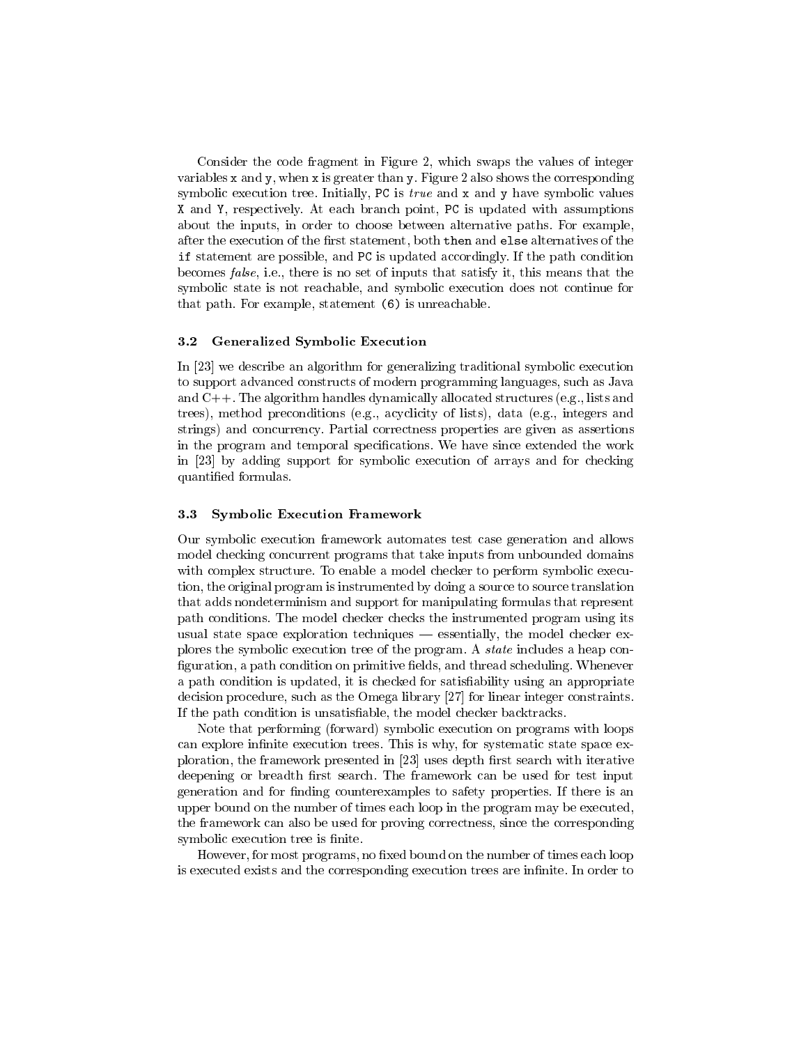Consider the code fragment in Figure 2, which swaps the values of integer variables `x` and `y`, when `x` is greater than `y`. Figure 2 also shows the corresponding symbolic execution tree. Initially, `PC` is *true* and `x` and `y` have symbolic values `X` and `Y`, respectively. At each branch point, `PC` is updated with assumptions about the inputs, in order to choose between alternative paths. For example, after the execution of the first statement, both `then` and `else` alternatives of the `if` statement are possible, and `PC` is updated accordingly. If the path condition becomes *false*, i.e., there is no set of inputs that satisfy it, this means that the symbolic state is not reachable, and symbolic execution does not continue for that path. For example, statement `(6)` is unreachable.

### 3.2 Generalized Symbolic Execution

In [23] we describe an algorithm for generalizing traditional symbolic execution to support advanced constructs of modern programming languages, such as Java and C++. The algorithm handles dynamically allocated structures (e.g., lists and trees), method preconditions (e.g., acyclicity of lists), data (e.g., integers and strings) and concurrency. Partial correctness properties are given as assertions in the program and temporal specifications. We have since extended the work in [23] by adding support for symbolic execution of arrays and for checking quantified formulas.

### 3.3 Symbolic Execution Framework

Our symbolic execution framework automates test case generation and allows model checking concurrent programs that take inputs from unbounded domains with complex structure. To enable a model checker to perform symbolic execution, the original program is instrumented by doing a source to source translation that adds nondeterminism and support for manipulating formulas that represent path conditions. The model checker checks the instrumented program using its usual state space exploration techniques — essentially, the model checker explores the symbolic execution tree of the program. A *state* includes a heap configuration, a path condition on primitive fields, and thread scheduling. Whenever a path condition is updated, it is checked for satisfiability using an appropriate decision procedure, such as the Omega library [27] for linear integer constraints. If the path condition is unsatisfiable, the model checker backtracks.

Note that performing (forward) symbolic execution on programs with loops can explore infinite execution trees. This is why, for systematic state space exploration, the framework presented in [23] uses depth first search with iterative deepening or breadth first search. The framework can be used for test input generation and for finding counterexamples to safety properties. If there is an upper bound on the number of times each loop in the program may be executed, the framework can also be used for proving correctness, since the corresponding symbolic execution tree is finite.

However, for most programs, no fixed bound on the number of times each loop is executed exists and the corresponding execution trees are infinite. In order to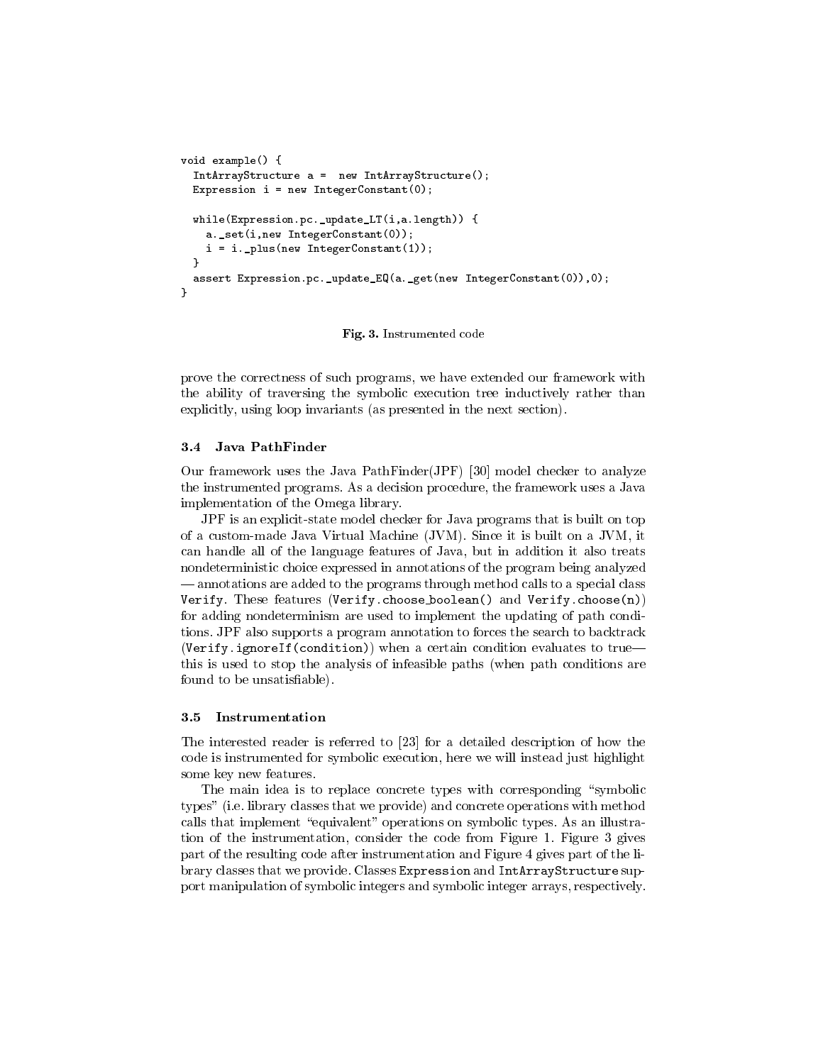```
void example() {
  IntArrayStructure a =  new IntArrayStructure();
  Expression i = new IntegerConstant(0);

  while(Expression.pc._update_LT(i,a.length)) {
    a._set(i,new IntegerConstant(0));
    i = i._plus(new IntegerConstant(1));
  }
  assert Expression.pc._update_EQ(a._get(new IntegerConstant(0)),0);
}
```

**Fig. 3.** Instrumented code

prove the correctness of such programs, we have extended our framework with the ability of traversing the symbolic execution tree inductively rather than explicitly, using loop invariants (as presented in the next section).

### 3.4 Java PathFinder

Our framework uses the Java PathFinder(JPF) [30] model checker to analyze the instrumented programs. As a decision procedure, the framework uses a Java implementation of the Omega library.

JPF is an explicit-state model checker for Java programs that is built on top of a custom-made Java Virtual Machine (JVM). Since it is built on a JVM, it can handle all of the language features of Java, but in addition it also treats nondeterministic choice expressed in annotations of the program being analyzed — annotations are added to the programs through method calls to a special class `Verify`. These features (`Verify.choose_boolean()` and `Verify.choose(n)`) for adding nondeterminism are used to implement the updating of path conditions. JPF also supports a program annotation to forces the search to backtrack (`Verify.ignoreIf(condition)`) when a certain condition evaluates to true— this is used to stop the analysis of infeasible paths (when path conditions are found to be unsatisfiable).

### 3.5 Instrumentation

The interested reader is referred to [23] for a detailed description of how the code is instrumented for symbolic execution, here we will instead just highlight some key new features.

The main idea is to replace concrete types with corresponding "symbolic types" (i.e. library classes that we provide) and concrete operations with method calls that implement "equivalent" operations on symbolic types. As an illustration of the instrumentation, consider the code from Figure 1. Figure 3 gives part of the resulting code after instrumentation and Figure 4 gives part of the library classes that we provide. Classes `Expression` and `IntArrayStructure` support manipulation of symbolic integers and symbolic integer arrays, respectively.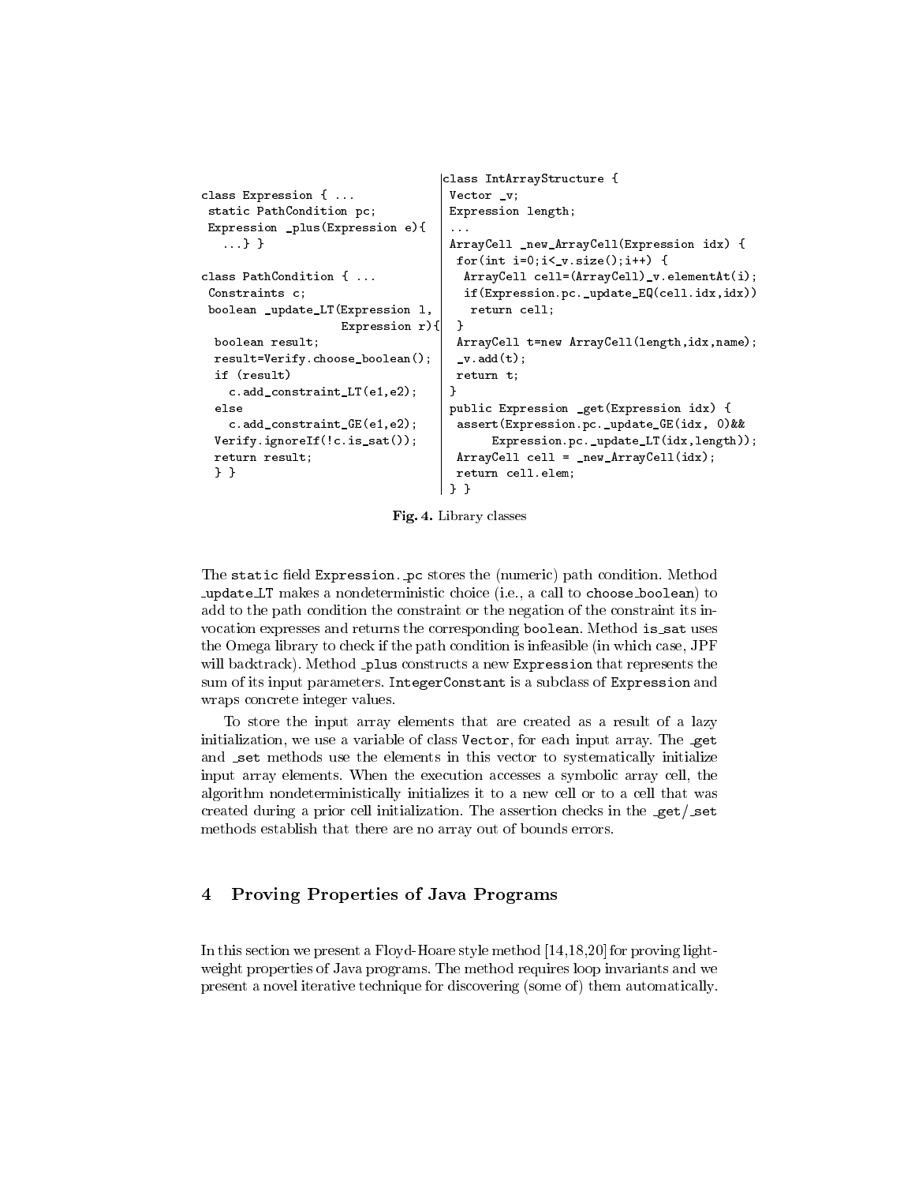```
class Expression { ...
 static PathCondition pc;
 Expression _plus(Expression e){
   ...} }

class PathCondition { ...
 Constraints c;
 boolean _update_LT(Expression l,
                    Expression r){
  boolean result;
  result=Verify.choose_boolean();
  if (result)
    c.add_constraint_LT(e1,e2);
  else
    c.add_constraint_GE(e1,e2);
  Verify.ignoreIf(!c.is_sat());
  return result;
  } }
```

```
class IntArrayStructure {
 Vector _v;
 Expression length;
 ...
 ArrayCell _new_ArrayCell(Expression idx) {
  for(int i=0;i<_v.size();i++) {
   ArrayCell cell=(ArrayCell)_v.elementAt(i);
   if(Expression.pc._update_EQ(cell.idx,idx))
    return cell;
  }
  ArrayCell t=new ArrayCell(length,idx,name);
  _v.add(t);
  return t;
 }
 public Expression _get(Expression idx) {
  assert(Expression.pc._update_GE(idx, 0)&&
       Expression.pc._update_LT(idx,length));
  ArrayCell cell = _new_ArrayCell(idx);
  return cell.elem;
 } }
```

**Fig. 4.** Library classes

The static field Expression._pc stores the (numeric) path condition. Method _update_LT makes a nondeterministic choice (i.e., a call to choose_boolean) to add to the path condition the constraint or the negation of the constraint its invocation expresses and returns the corresponding boolean. Method is_sat uses the Omega library to check if the path condition is infeasible (in which case, JPF will backtrack). Method _plus constructs a new Expression that represents the sum of its input parameters. IntegerConstant is a subclass of Expression and wraps concrete integer values.

To store the input array elements that are created as a result of a lazy initialization, we use a variable of class Vector, for each input array. The _get and _set methods use the elements in this vector to systematically initialize input array elements. When the execution accesses a symbolic array cell, the algorithm nondeterministically initializes it to a new cell or to a cell that was created during a prior cell initialization. The assertion checks in the _get/_set methods establish that there are no array out of bounds errors.

## 4 Proving Properties of Java Programs

In this section we present a Floyd-Hoare style method [14,18,20] for proving light-weight properties of Java programs. The method requires loop invariants and we present a novel iterative technique for discovering (some of) them automatically.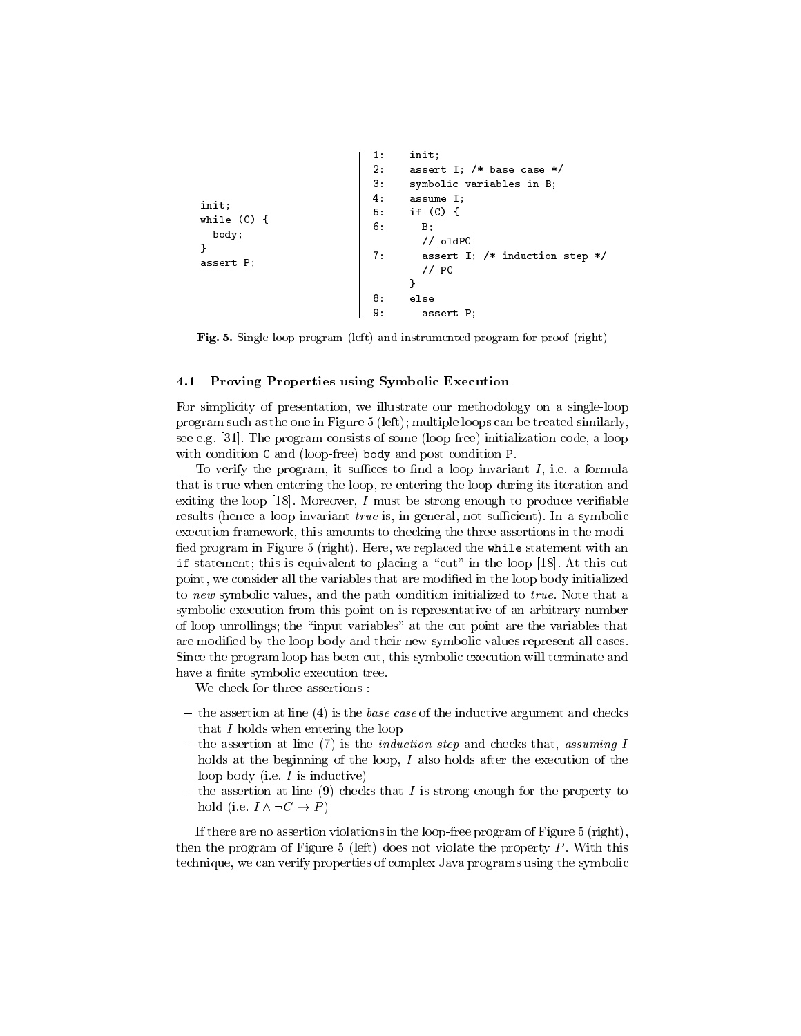```
init;
while (C) {
  body;
}
assert P;
```

```
1:    init;
2:    assert I; /* base case */
3:    symbolic variables in B;
4:    assume I;
5:    if (C) {
6:      B;
        // oldPC
7:      assert I; /* induction step */
        // PC
      }
8:    else
9:      assert P;
```

**Fig. 5.** Single loop program (left) and instrumented program for proof (right)

### 4.1 Proving Properties using Symbolic Execution

For simplicity of presentation, we illustrate our methodology on a single-loop program such as the one in Figure 5 (left); multiple loops can be treated similarly, see e.g. [31]. The program consists of some (loop-free) initialization code, a loop with condition `C` and (loop-free) `body` and post condition `P`.

To verify the program, it suffices to find a loop invariant $I$, i.e. a formula that is true when entering the loop, re-entering the loop during its iteration and exiting the loop [18]. Moreover, $I$ must be strong enough to produce verifiable results (hence a loop invariant *true* is, in general, not sufficient). In a symbolic execution framework, this amounts to checking the three assertions in the modified program in Figure 5 (right). Here, we replaced the `while` statement with an `if` statement; this is equivalent to placing a "cut" in the loop [18]. At this cut point, we consider all the variables that are modified in the loop body initialized to *new* symbolic values, and the path condition initialized to *true*. Note that a symbolic execution from this point on is representative of an arbitrary number of loop unrollings; the "input variables" at the cut point are the variables that are modified by the loop body and their new symbolic values represent all cases. Since the program loop has been cut, this symbolic execution will terminate and have a finite symbolic execution tree.

We check for three assertions :

- the assertion at line (4) is the *base case* of the inductive argument and checks that $I$ holds when entering the loop
- the assertion at line (7) is the *induction step* and checks that, *assuming* $I$ holds at the beginning of the loop, $I$ also holds after the execution of the loop body (i.e. $I$ is inductive)
- the assertion at line (9) checks that $I$ is strong enough for the property to hold (i.e. $I \wedge \neg C \rightarrow P$)

If there are no assertion violations in the loop-free program of Figure 5 (right), then the program of Figure 5 (left) does not violate the property $P$. With this technique, we can verify properties of complex Java programs using the symbolic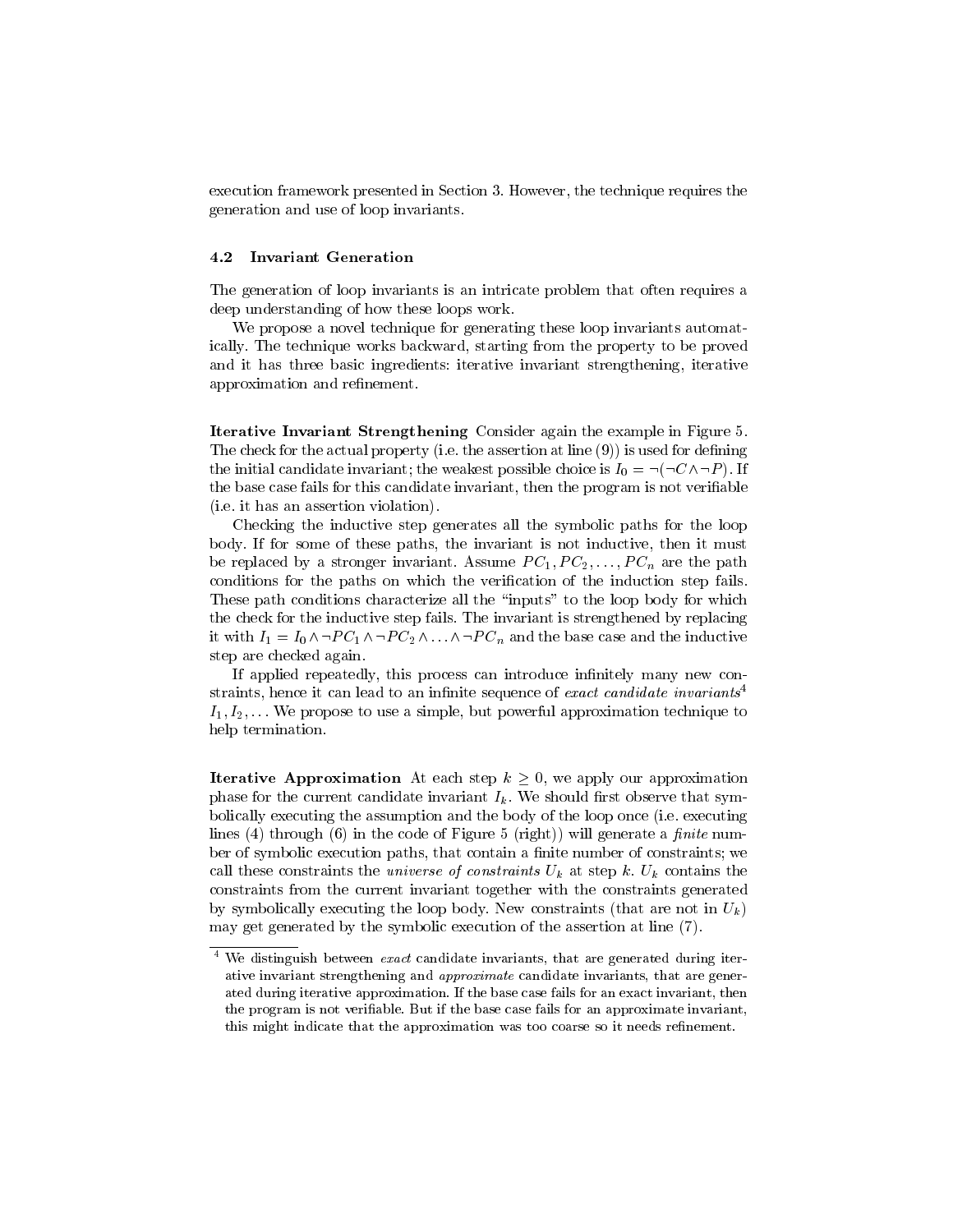execution framework presented in Section 3. However, the technique requires the generation and use of loop invariants.

### 4.2 Invariant Generation

The generation of loop invariants is an intricate problem that often requires a deep understanding of how these loops work.

We propose a novel technique for generating these loop invariants automatically. The technique works backward, starting from the property to be proved and it has three basic ingredients: iterative invariant strengthening, iterative approximation and refinement.

**Iterative Invariant Strengthening** Consider again the example in Figure 5. The check for the actual property (i.e. the assertion at line (9)) is used for defining the initial candidate invariant; the weakest possible choice is $I_0 = \neg(\neg C \wedge \neg P)$. If the base case fails for this candidate invariant, then the program is not verifiable (i.e. it has an assertion violation).

Checking the inductive step generates all the symbolic paths for the loop body. If for some of these paths, the invariant is not inductive, then it must be replaced by a stronger invariant. Assume $PC_1, PC_2, \ldots, PC_n$ are the path conditions for the paths on which the verification of the induction step fails. These path conditions characterize all the "inputs" to the loop body for which the check for the inductive step fails. The invariant is strengthened by replacing it with $I_1 = I_0 \wedge \neg PC_1 \wedge \neg PC_2 \wedge \ldots \wedge \neg PC_n$ and the base case and the inductive step are checked again.

If applied repeatedly, this process can introduce infinitely many new constraints, hence it can lead to an infinite sequence of *exact candidate invariants*[4] $I_1, I_2, \ldots$ We propose to use a simple, but powerful approximation technique to help termination.

**Iterative Approximation** At each step $k \geq 0$, we apply our approximation phase for the current candidate invariant $I_k$. We should first observe that symbolically executing the assumption and the body of the loop once (i.e. executing lines (4) through (6) in the code of Figure 5 (right)) will generate a *finite* number of symbolic execution paths, that contain a finite number of constraints; we call these constraints the *universe of constraints* $U_k$ at step $k$. $U_k$ contains the constraints from the current invariant together with the constraints generated by symbolically executing the loop body. New constraints (that are not in $U_k$) may get generated by the symbolic execution of the assertion at line (7).

[4] We distinguish between *exact* candidate invariants, that are generated during iterative invariant strengthening and *approximate* candidate invariants, that are generated during iterative approximation. If the base case fails for an exact invariant, then the program is not verifiable. But if the base case fails for an approximate invariant, this might indicate that the approximation was too coarse so it needs refinement.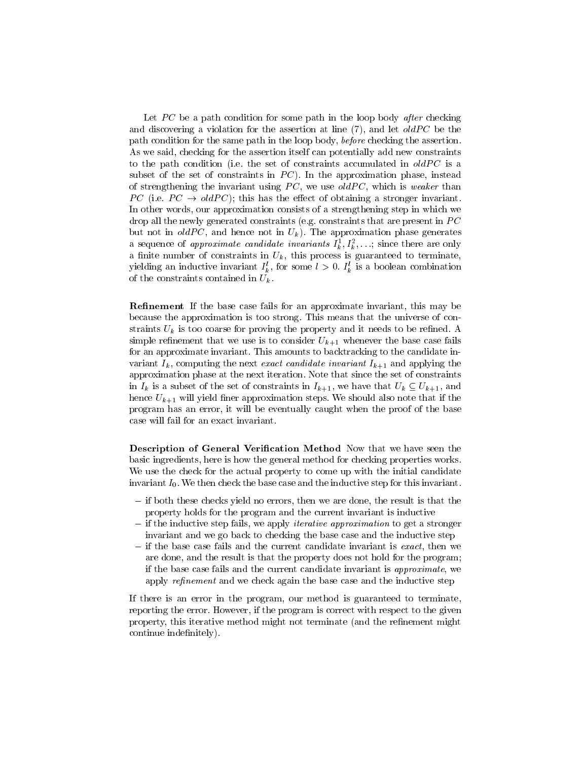Let $PC$ be a path condition for some path in the loop body *after* checking and discovering a violation for the assertion at line (7), and let $oldPC$ be the path condition for the same path in the loop body, *before* checking the assertion. As we said, checking for the assertion itself can potentially add new constraints to the path condition (i.e. the set of constraints accumulated in $oldPC$ is a subset of the set of constraints in $PC$). In the approximation phase, instead of strengthening the invariant using $PC$, we use $oldPC$, which is *weaker* than $PC$ (i.e. $PC \rightarrow oldPC$); this has the effect of obtaining a stronger invariant. In other words, our approximation consists of a strengthening step in which we drop all the newly generated constraints (e.g. constraints that are present in $PC$ but not in $oldPC$, and hence not in $U_k$). The approximation phase generates a sequence of *approximate candidate invariants* $I_k^1, I_k^2, \ldots$; since there are only a finite number of constraints in $U_k$, this process is guaranteed to terminate, yielding an inductive invariant $I_k^l$, for some $l > 0$. $I_k^l$ is a boolean combination of the constraints contained in $U_k$.

**Refinement** If the base case fails for an approximate invariant, this may be because the approximation is too strong. This means that the universe of constraints $U_k$ is too coarse for proving the property and it needs to be refined. A simple refinement that we use is to consider $U_{k+1}$ whenever the base case fails for an approximate invariant. This amounts to backtracking to the candidate invariant $I_k$, computing the next *exact candidate invariant* $I_{k+1}$ and applying the approximation phase at the next iteration. Note that since the set of constraints in $I_k$ is a subset of the set of constraints in $I_{k+1}$, we have that $U_k \subseteq U_{k+1}$, and hence $U_{k+1}$ will yield finer approximation steps. We should also note that if the program has an error, it will be eventually caught when the proof of the base case will fail for an exact invariant.

**Description of General Verification Method** Now that we have seen the basic ingredients, here is how the general method for checking properties works. We use the check for the actual property to come up with the initial candidate invariant $I_0$. We then check the base case and the inductive step for this invariant.

- if both these checks yield no errors, then we are done, the result is that the property holds for the program and the current invariant is inductive
- if the inductive step fails, we apply *iterative approximation* to get a stronger invariant and we go back to checking the base case and the inductive step
- if the base case fails and the current candidate invariant is *exact*, then we are done, and the result is that the property does not hold for the program; if the base case fails and the current candidate invariant is *approximate*, we apply *refinement* and we check again the base case and the inductive step

If there is an error in the program, our method is guaranteed to terminate, reporting the error. However, if the program is correct with respect to the given property, this iterative method might not terminate (and the refinement might continue indefinitely).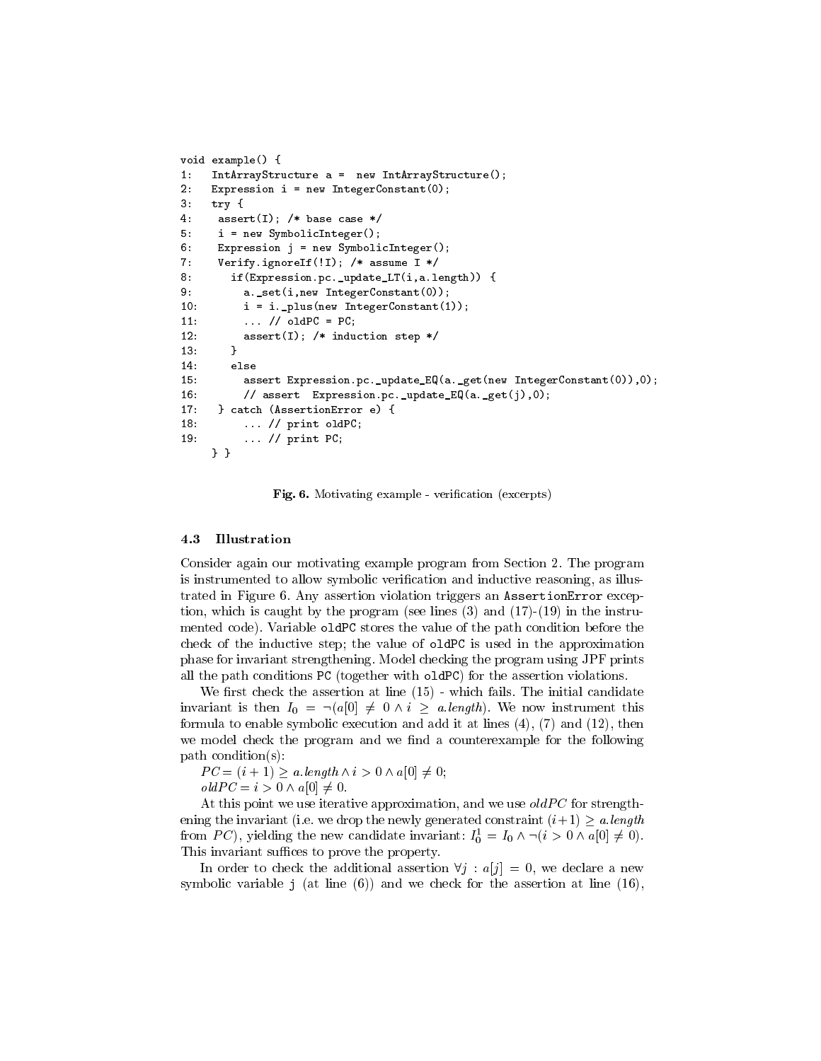```
void example() {
1:   IntArrayStructure a =  new IntArrayStructure();
2:   Expression i = new IntegerConstant(0);
3:   try {
4:    assert(I); /* base case */
5:    i = new SymbolicInteger();
6:    Expression j = new SymbolicInteger();
7:    Verify.ignoreIf(!I); /* assume I */
8:      if(Expression.pc._update_LT(i,a.length)) {
9:        a._set(i,new IntegerConstant(0));
10:       i = i._plus(new IntegerConstant(1));
11:       ... // oldPC = PC;
12:       assert(I); /* induction step */
13:     }
14:     else
15:       assert Expression.pc._update_EQ(a._get(new IntegerConstant(0)),0);
16:       // assert  Expression.pc._update_EQ(a._get(j),0);
17:   } catch (AssertionError e) {
18:       ... // print oldPC;
19:       ... // print PC;
    } }
```

**Fig. 6.** Motivating example - verification (excerpts)

### 4.3 Illustration

Consider again our motivating example program from Section 2. The program is instrumented to allow symbolic verification and inductive reasoning, as illustrated in Figure 6. Any assertion violation triggers an `AssertionError` exception, which is caught by the program (see lines (3) and (17)-(19) in the instrumented code). Variable `oldPC` stores the value of the path condition before the check of the inductive step; the value of `oldPC` is used in the approximation phase for invariant strengthening. Model checking the program using JPF prints all the path conditions `PC` (together with `oldPC`) for the assertion violations.

We first check the assertion at line (15) - which fails. The initial candidate invariant is then $I_0 = \neg(a[0] \neq 0 \land i \geq a.length)$. We now instrument this formula to enable symbolic execution and add it at lines (4), (7) and (12), then we model check the program and we find a counterexample for the following path condition(s):

$PC = (i+1) \geq a.length \land i > 0 \land a[0] \neq 0;$

$oldPC = i > 0 \land a[0] \neq 0.$

At this point we use iterative approximation, and we use $oldPC$ for strengthening the invariant (i.e. we drop the newly generated constraint $(i+1) \geq a.length$ from $PC$), yielding the new candidate invariant: $I_0^1 = I_0 \land \neg(i > 0 \land a[0] \neq 0)$. This invariant suffices to prove the property.

In order to check the additional assertion $\forall j : a[j] = 0$, we declare a new symbolic variable `j` (at line (6)) and we check for the assertion at line (16),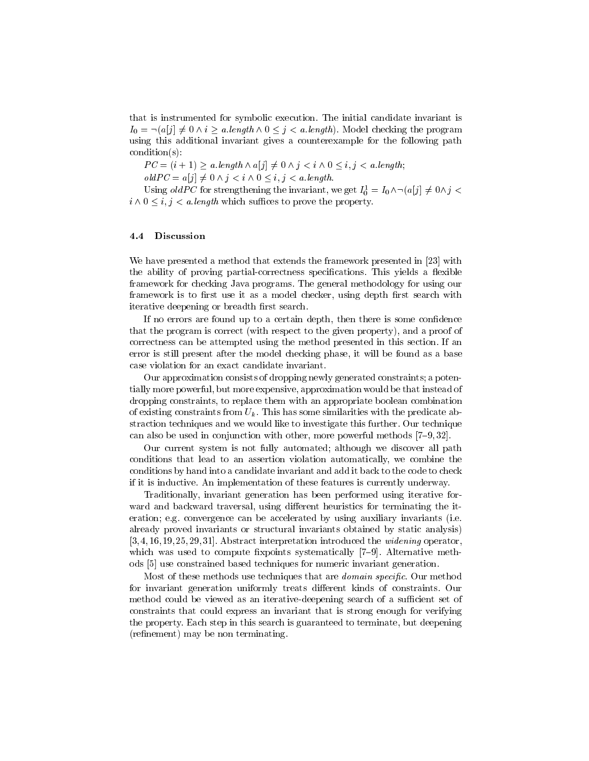that is instrumented for symbolic execution. The initial candidate invariant is $I_0 = \neg(a[j] \neq 0 \wedge i \geq a.length \wedge 0 \leq j < a.length)$. Model checking the program using this additional invariant gives a counterexample for the following path condition(s):

$PC = (i+1) \geq a.length \wedge a[j] \neq 0 \wedge j < i \wedge 0 \leq i, j < a.length$;

$oldPC = a[j] \neq 0 \wedge j < i \wedge 0 \leq i, j < a.length$.

Using $oldPC$ for strengthening the invariant, we get $I_0^1 = I_0 \wedge \neg(a[j] \neq 0 \wedge j < i \wedge 0 \leq i, j < a.length$ which suffices to prove the property.

### 4.4 Discussion

We have presented a method that extends the framework presented in [23] with the ability of proving partial-correctness specifications. This yields a flexible framework for checking Java programs. The general methodology for using our framework is to first use it as a model checker, using depth first search with iterative deepening or breadth first search.

If no errors are found up to a certain depth, then there is some confidence that the program is correct (with respect to the given property), and a proof of correctness can be attempted using the method presented in this section. If an error is still present after the model checking phase, it will be found as a base case violation for an exact candidate invariant.

Our approximation consists of dropping newly generated constraints; a potentially more powerful, but more expensive, approximation would be that instead of dropping constraints, to replace them with an appropriate boolean combination of existing constraints from $U_k$. This has some similarities with the predicate abstraction techniques and we would like to investigate this further. Our technique can also be used in conjunction with other, more powerful methods [7–9, 32].

Our current system is not fully automated; although we discover all path conditions that lead to an assertion violation automatically, we combine the conditions by hand into a candidate invariant and add it back to the code to check if it is inductive. An implementation of these features is currently underway.

Traditionally, invariant generation has been performed using iterative forward and backward traversal, using different heuristics for terminating the iteration; e.g. convergence can be accelerated by using auxiliary invariants (i.e. already proved invariants or structural invariants obtained by static analysis) [3, 4, 16, 19, 25, 29, 31]. Abstract interpretation introduced the *widening* operator, which was used to compute fixpoints systematically [7–9]. Alternative methods [5] use constrained based techniques for numeric invariant generation.

Most of these methods use techniques that are *domain specific*. Our method for invariant generation uniformly treats different kinds of constraints. Our method could be viewed as an iterative-deepening search of a sufficient set of constraints that could express an invariant that is strong enough for verifying the property. Each step in this search is guaranteed to terminate, but deepening (refinement) may be non terminating.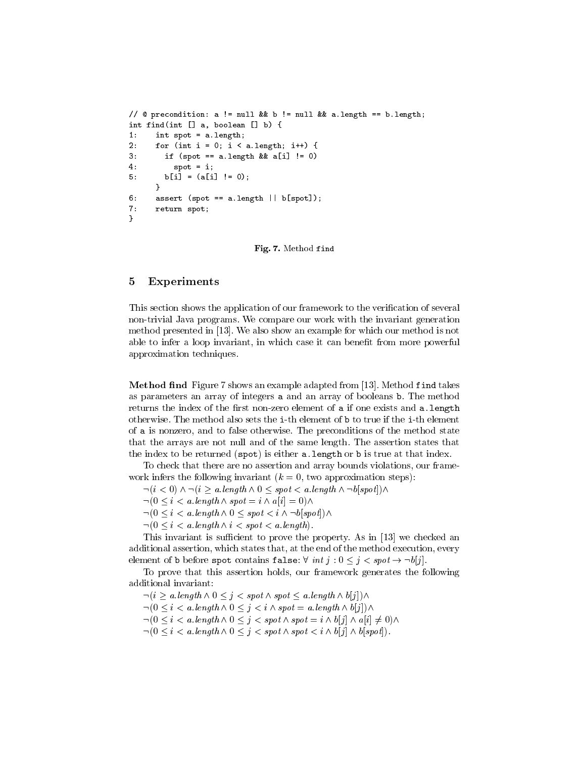```
// @ precondition: a != null && b != null && a.length == b.length;
int find(int [] a, boolean [] b) {
1:    int spot = a.length;
2:    for (int i = 0; i < a.length; i++) {
3:      if (spot == a.length && a[i] != 0)
4:        spot = i;
5:      b[i] = (a[i] != 0);
      }
6:    assert (spot == a.length || b[spot]);
7:    return spot;
}
```

**Fig. 7.** Method `find`

## 5 Experiments

This section shows the application of our framework to the verification of several non-trivial Java programs. We compare our work with the invariant generation method presented in [13]. We also show an example for which our method is not able to infer a loop invariant, in which case it can benefit from more powerful approximation techniques.

**Method find** Figure 7 shows an example adapted from [13]. Method `find` takes as parameters an array of integers `a` and an array of booleans `b`. The method returns the index of the first non-zero element of `a` if one exists and `a.length` otherwise. The method also sets the `i`-th element of `b` to true if the `i`-th element of `a` is nonzero, and to false otherwise. The preconditions of the method state that the arrays are not null and of the same length. The assertion states that the index to be returned (`spot`) is either `a.length` or `b` is true at that index.

To check that there are no assertion and array bounds violations, our framework infers the following invariant ($k = 0$, two approximation steps):

$\neg(i < 0) \wedge \neg(i \geq a.length \wedge 0 \leq spot < a.length \wedge \neg b[spot]) \wedge$
$\neg(0 \leq i < a.length \wedge spot = i \wedge a[i] = 0) \wedge$
$\neg(0 \leq i < a.length \wedge 0 \leq spot < i \wedge \neg b[spot]) \wedge$
$\neg(0 \leq i < a.length \wedge i < spot < a.length)$.

This invariant is sufficient to prove the property. As in [13] we checked an additional assertion, which states that, at the end of the method execution, every element of `b` before `spot` contains `false`: $\forall\ int\ j : 0 \leq j < spot \rightarrow \neg b[j]$.

To prove that this assertion holds, our framework generates the following additional invariant:

$\neg(i \geq a.length \wedge 0 \leq j < spot \wedge spot \leq a.length \wedge b[j]) \wedge$
$\neg(0 \leq i < a.length \wedge 0 \leq j < i \wedge spot = a.length \wedge b[j]) \wedge$
$\neg(0 \leq i < a.length \wedge 0 \leq j < spot \wedge spot = i \wedge b[j] \wedge a[i] \neq 0) \wedge$
$\neg(0 \leq i < a.length \wedge 0 \leq j < spot \wedge spot < i \wedge b[j] \wedge b[spot])$.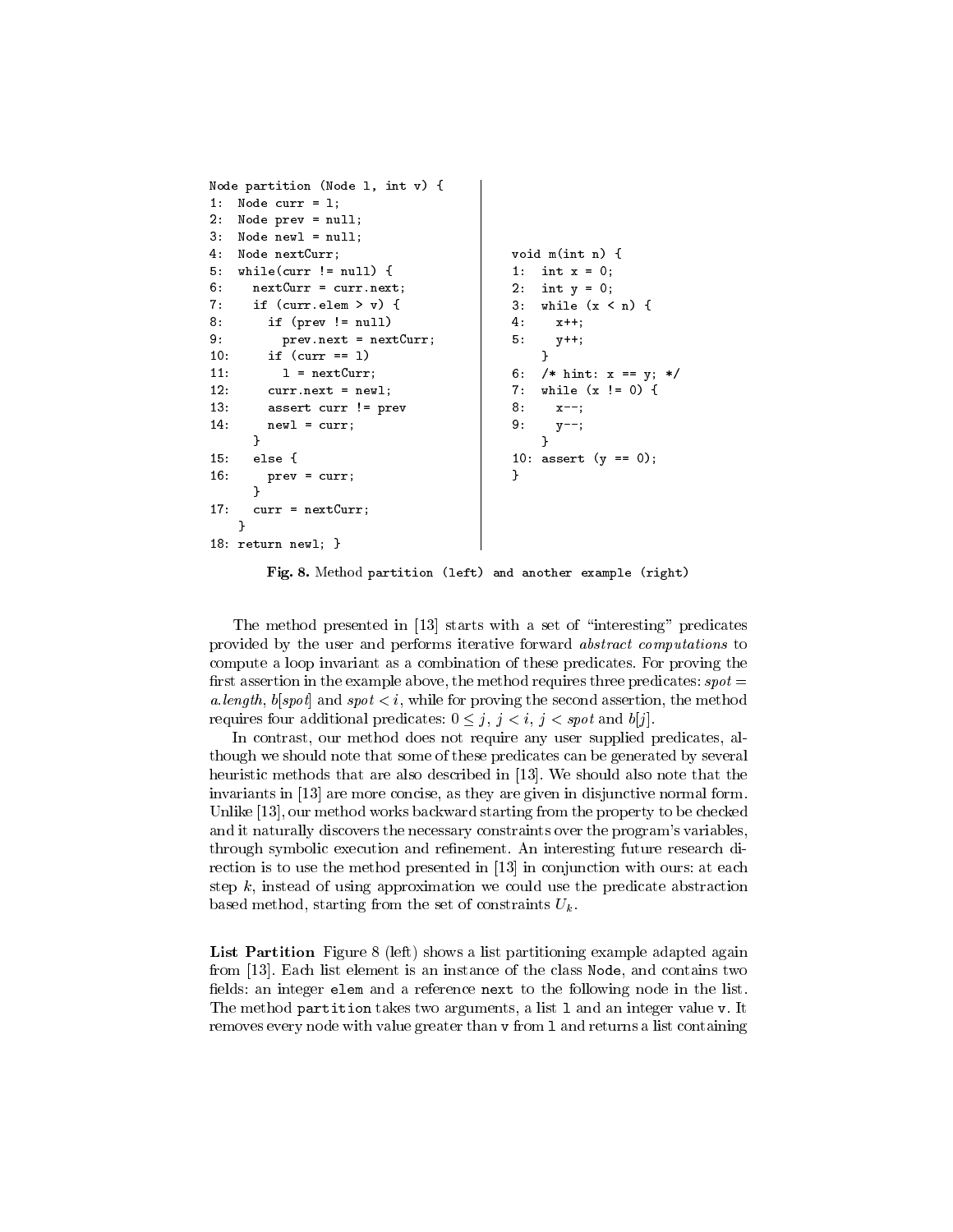```
Node partition (Node l, int v) {
1:  Node curr = l;
2:  Node prev = null;
3:  Node newl = null;
4:  Node nextCurr;
5:  while(curr != null) {
6:    nextCurr = curr.next;
7:    if (curr.elem > v) {
8:      if (prev != null)
9:        prev.next = nextCurr;
10:     if (curr == l)
11:       l = nextCurr;
12:     curr.next = newl;
13:     assert curr != prev
14:     newl = curr;
      }
15:   else {
16:     prev = curr;
      }
17:   curr = nextCurr;
    }
18: return newl; }
```

```
void m(int n) {
1:  int x = 0;
2:  int y = 0;
3:  while (x < n) {
4:    x++;
5:    y++;
    }
6:  /* hint: x == y; */
7:  while (x != 0) {
8:    x--;
9:    y--;
    }
10: assert (y == 0);
}
```

**Fig. 8.** Method `partition` (left) and another example (right)

The method presented in [13] starts with a set of "interesting" predicates provided by the user and performs iterative forward *abstract computations* to compute a loop invariant as a combination of these predicates. For proving the first assertion in the example above, the method requires three predicates: $spot = a.length$, $b[spot]$ and $spot < i$, while for proving the second assertion, the method requires four additional predicates: $0 \leq j$, $j < i$, $j < spot$ and $b[j]$.

In contrast, our method does not require any user supplied predicates, although we should note that some of these predicates can be generated by several heuristic methods that are also described in [13]. We should also note that the invariants in [13] are more concise, as they are given in disjunctive normal form. Unlike [13], our method works backward starting from the property to be checked and it naturally discovers the necessary constraints over the program's variables, through symbolic execution and refinement. An interesting future research direction is to use the method presented in [13] in conjunction with ours: at each step $k$, instead of using approximation we could use the predicate abstraction based method, starting from the set of constraints $U_k$.

**List Partition** Figure 8 (left) shows a list partitioning example adapted again from [13]. Each list element is an instance of the class `Node`, and contains two fields: an integer `elem` and a reference `next` to the following node in the list. The method `partition` takes two arguments, a list `l` and an integer value `v`. It removes every node with value greater than `v` from `l` and returns a list containing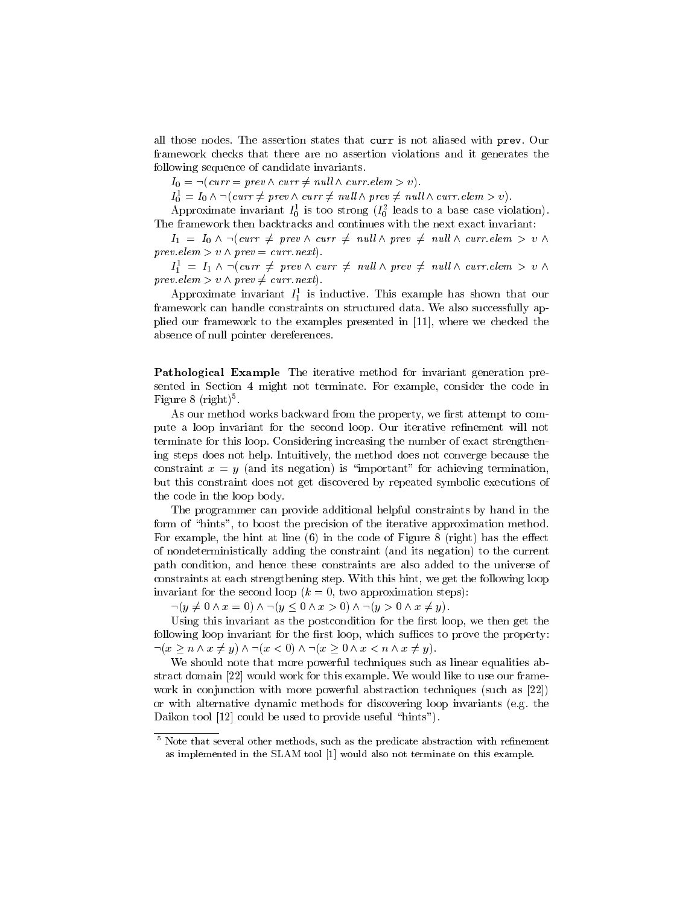all those nodes. The assertion states that `curr` is not aliased with `prev`. Our framework checks that there are no assertion violations and it generates the following sequence of candidate invariants.

$I_0 = \neg(curr = prev \wedge curr \neq null \wedge curr.elem > v)$.

$I_0^1 = I_0 \wedge \neg(curr \neq prev \wedge curr \neq null \wedge prev \neq null \wedge curr.elem > v)$.

Approximate invariant $I_0^1$ is too strong ($I_0^2$ leads to a base case violation). The framework then backtracks and continues with the next exact invariant:

$I_1 = I_0 \wedge \neg(curr \neq prev \wedge curr \neq null \wedge prev \neq null \wedge curr.elem > v \wedge prev.elem > v \wedge prev = curr.next)$.

$I_1^1 = I_1 \wedge \neg(curr \neq prev \wedge curr \neq null \wedge prev \neq null \wedge curr.elem > v \wedge prev.elem > v \wedge prev \neq curr.next)$.

Approximate invariant $I_1^1$ is inductive. This example has shown that our framework can handle constraints on structured data. We also successfully applied our framework to the examples presented in [11], where we checked the absence of null pointer dereferences.

**Pathological Example** The iterative method for invariant generation presented in Section 4 might not terminate. For example, consider the code in Figure 8 (right)[5].

As our method works backward from the property, we first attempt to compute a loop invariant for the second loop. Our iterative refinement will not terminate for this loop. Considering increasing the number of exact strengthening steps does not help. Intuitively, the method does not converge because the constraint $x = y$ (and its negation) is "important" for achieving termination, but this constraint does not get discovered by repeated symbolic executions of the code in the loop body.

The programmer can provide additional helpful constraints by hand in the form of "hints", to boost the precision of the iterative approximation method. For example, the hint at line (6) in the code of Figure 8 (right) has the effect of nondeterministically adding the constraint (and its negation) to the current path condition, and hence these constraints are also added to the universe of constraints at each strengthening step. With this hint, we get the following loop invariant for the second loop ($k = 0$, two approximation steps):

$\neg(y \neq 0 \wedge x = 0) \wedge \neg(y \leq 0 \wedge x > 0) \wedge \neg(y > 0 \wedge x \neq y)$.

Using this invariant as the postcondition for the first loop, we then get the following loop invariant for the first loop, which suffices to prove the property: $\neg(x \geq n \wedge x \neq y) \wedge \neg(x < 0) \wedge \neg(x \geq 0 \wedge x < n \wedge x \neq y)$.

We should note that more powerful techniques such as linear equalities abstract domain [22] would work for this example. We would like to use our framework in conjunction with more powerful abstraction techniques (such as [22]) or with alternative dynamic methods for discovering loop invariants (e.g. the Daikon tool [12] could be used to provide useful "hints").

---

[5] Note that several other methods, such as the predicate abstraction with refinement as implemented in the SLAM tool [1] would also not terminate on this example.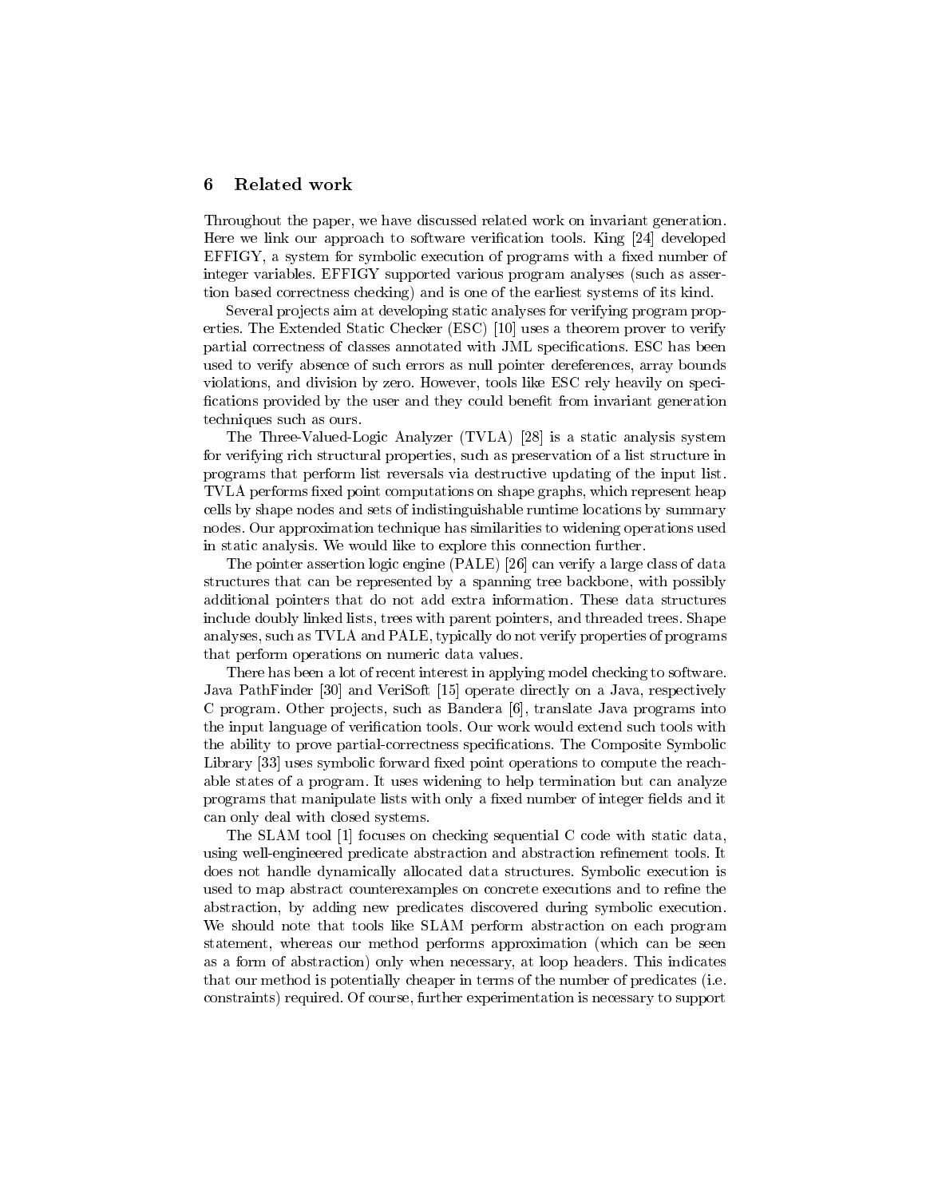## 6 Related work

Throughout the paper, we have discussed related work on invariant generation. Here we link our approach to software verification tools. King [24] developed EFFIGY, a system for symbolic execution of programs with a fixed number of integer variables. EFFIGY supported various program analyses (such as assertion based correctness checking) and is one of the earliest systems of its kind.

Several projects aim at developing static analyses for verifying program properties. The Extended Static Checker (ESC) [10] uses a theorem prover to verify partial correctness of classes annotated with JML specifications. ESC has been used to verify absence of such errors as null pointer dereferences, array bounds violations, and division by zero. However, tools like ESC rely heavily on specifications provided by the user and they could benefit from invariant generation techniques such as ours.

The Three-Valued-Logic Analyzer (TVLA) [28] is a static analysis system for verifying rich structural properties, such as preservation of a list structure in programs that perform list reversals via destructive updating of the input list. TVLA performs fixed point computations on shape graphs, which represent heap cells by shape nodes and sets of indistinguishable runtime locations by summary nodes. Our approximation technique has similarities to widening operations used in static analysis. We would like to explore this connection further.

The pointer assertion logic engine (PALE) [26] can verify a large class of data structures that can be represented by a spanning tree backbone, with possibly additional pointers that do not add extra information. These data structures include doubly linked lists, trees with parent pointers, and threaded trees. Shape analyses, such as TVLA and PALE, typically do not verify properties of programs that perform operations on numeric data values.

There has been a lot of recent interest in applying model checking to software. Java PathFinder [30] and VeriSoft [15] operate directly on a Java, respectively C program. Other projects, such as Bandera [6], translate Java programs into the input language of verification tools. Our work would extend such tools with the ability to prove partial-correctness specifications. The Composite Symbolic Library [33] uses symbolic forward fixed point operations to compute the reachable states of a program. It uses widening to help termination but can analyze programs that manipulate lists with only a fixed number of integer fields and it can only deal with closed systems.

The SLAM tool [1] focuses on checking sequential C code with static data, using well-engineered predicate abstraction and abstraction refinement tools. It does not handle dynamically allocated data structures. Symbolic execution is used to map abstract counterexamples on concrete executions and to refine the abstraction, by adding new predicates discovered during symbolic execution. We should note that tools like SLAM perform abstraction on each program statement, whereas our method performs approximation (which can be seen as a form of abstraction) only when necessary, at loop headers. This indicates that our method is potentially cheaper in terms of the number of predicates (i.e. constraints) required. Of course, further experimentation is necessary to support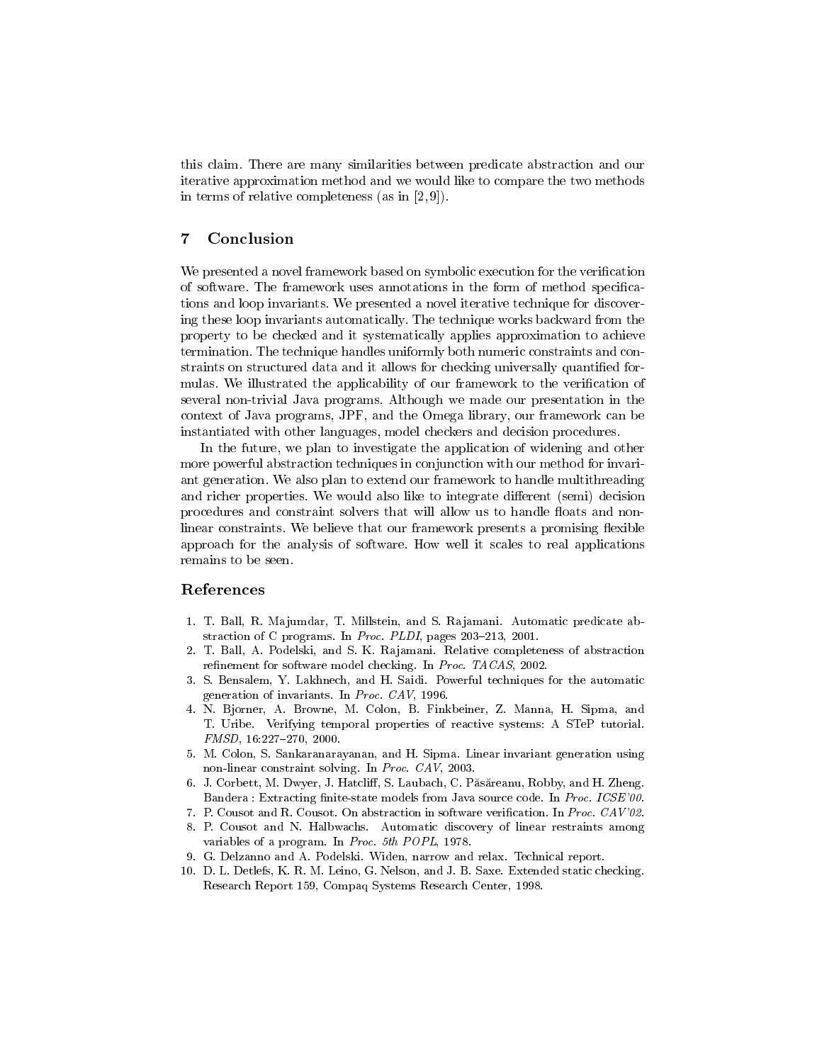this claim. There are many similarities between predicate abstraction and our iterative approximation method and we would like to compare the two methods in terms of relative completeness (as in [2,9]).

## 7 Conclusion

We presented a novel framework based on symbolic execution for the verification of software. The framework uses annotations in the form of method specifications and loop invariants. We presented a novel iterative technique for discovering these loop invariants automatically. The technique works backward from the property to be checked and it systematically applies approximation to achieve termination. The technique handles uniformly both numeric constraints and constraints on structured data and it allows for checking universally quantified formulas. We illustrated the applicability of our framework to the verification of several non-trivial Java programs. Although we made our presentation in the context of Java programs, JPF, and the Omega library, our framework can be instantiated with other languages, model checkers and decision procedures.

In the future, we plan to investigate the application of widening and other more powerful abstraction techniques in conjunction with our method for invariant generation. We also plan to extend our framework to handle multithreading and richer properties. We would also like to integrate different (semi) decision procedures and constraint solvers that will allow us to handle floats and non-linear constraints. We believe that our framework presents a promising flexible approach for the analysis of software. How well it scales to real applications remains to be seen.

## References

1. T. Ball, R. Majumdar, T. Millstein, and S. Rajamani. Automatic predicate abstraction of C programs. In *Proc. PLDI*, pages 203–213, 2001.
2. T. Ball, A. Podelski, and S. K. Rajamani. Relative completeness of abstraction refinement for software model checking. In *Proc. TACAS*, 2002.
3. S. Bensalem, Y. Lakhnech, and H. Saidi. Powerful techniques for the automatic generation of invariants. In *Proc. CAV*, 1996.
4. N. Bjorner, A. Browne, M. Colon, B. Finkbeiner, Z. Manna, H. Sipma, and T. Uribe. Verifying temporal properties of reactive systems: A STeP tutorial. *FMSD*, 16:227–270, 2000.
5. M. Colon, S. Sankaranarayanan, and H. Sipma. Linear invariant generation using non-linear constraint solving. In *Proc. CAV*, 2003.
6. J. Corbett, M. Dwyer, J. Hatcliff, S. Laubach, C. Păsăreanu, Robby, and H. Zheng. Bandera : Extracting finite-state models from Java source code. In *Proc. ICSE'00*.
7. P. Cousot and R. Cousot. On abstraction in software verification. In *Proc. CAV'02*.
8. P. Cousot and N. Halbwachs. Automatic discovery of linear restraints among variables of a program. In *Proc. 5th POPL*, 1978.
9. G. Delzanno and A. Podelski. Widen, narrow and relax. Technical report.
10. D. L. Detlefs, K. R. M. Leino, G. Nelson, and J. B. Saxe. Extended static checking. Research Report 159, Compaq Systems Research Center, 1998.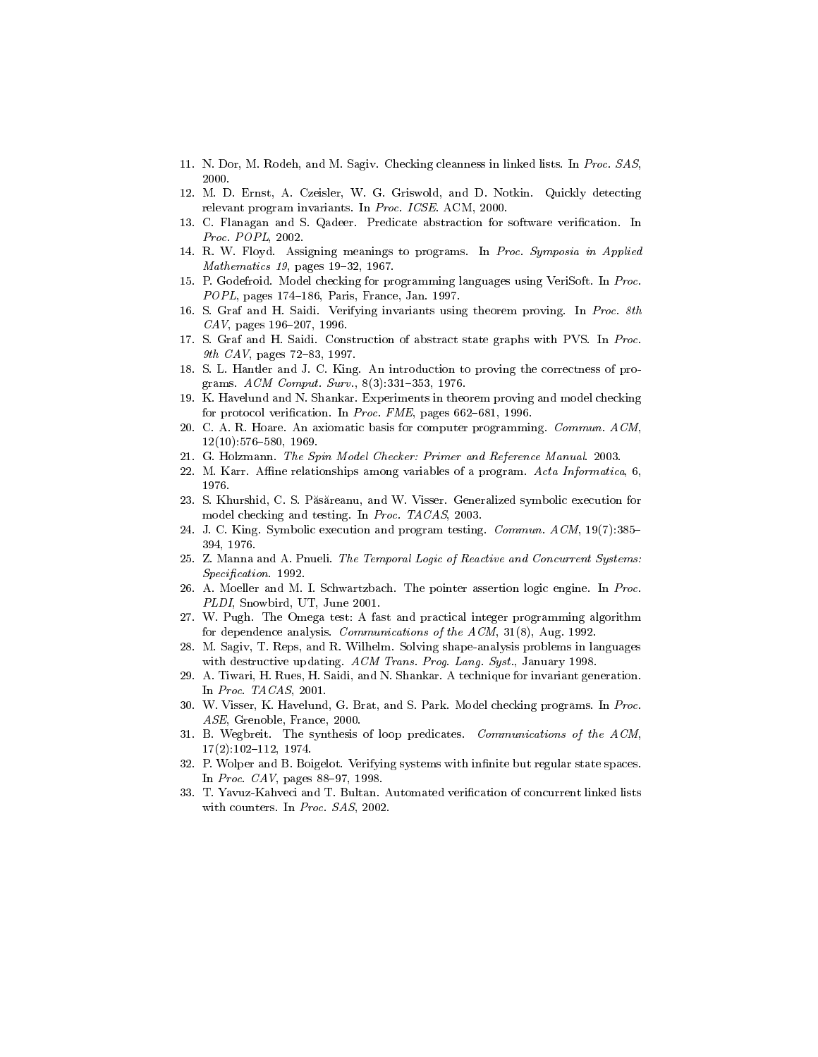11. N. Dor, M. Rodeh, and M. Sagiv. Checking cleanness in linked lists. In *Proc. SAS*, 2000.
12. M. D. Ernst, A. Czeisler, W. G. Griswold, and D. Notkin. Quickly detecting relevant program invariants. In *Proc. ICSE*. ACM, 2000.
13. C. Flanagan and S. Qadeer. Predicate abstraction for software verification. In *Proc. POPL*, 2002.
14. R. W. Floyd. Assigning meanings to programs. In *Proc. Symposia in Applied Mathematics 19*, pages 19–32, 1967.
15. P. Godefroid. Model checking for programming languages using VeriSoft. In *Proc. POPL*, pages 174–186, Paris, France, Jan. 1997.
16. S. Graf and H. Saidi. Verifying invariants using theorem proving. In *Proc. 8th CAV*, pages 196–207, 1996.
17. S. Graf and H. Saidi. Construction of abstract state graphs with PVS. In *Proc. 9th CAV*, pages 72–83, 1997.
18. S. L. Hantler and J. C. King. An introduction to proving the correctness of programs. *ACM Comput. Surv.*, 8(3):331–353, 1976.
19. K. Havelund and N. Shankar. Experiments in theorem proving and model checking for protocol verification. In *Proc. FME*, pages 662–681, 1996.
20. C. A. R. Hoare. An axiomatic basis for computer programming. *Commun. ACM*, 12(10):576–580, 1969.
21. G. Holzmann. *The Spin Model Checker: Primer and Reference Manual*. 2003.
22. M. Karr. Affine relationships among variables of a program. *Acta Informatica*, 6, 1976.
23. S. Khurshid, C. S. Păsăreanu, and W. Visser. Generalized symbolic execution for model checking and testing. In *Proc. TACAS*, 2003.
24. J. C. King. Symbolic execution and program testing. *Commun. ACM*, 19(7):385–394, 1976.
25. Z. Manna and A. Pnueli. *The Temporal Logic of Reactive and Concurrent Systems: Specification*. 1992.
26. A. Moeller and M. I. Schwartzbach. The pointer assertion logic engine. In *Proc. PLDI*, Snowbird, UT, June 2001.
27. W. Pugh. The Omega test: A fast and practical integer programming algorithm for dependence analysis. *Communications of the ACM*, 31(8), Aug. 1992.
28. M. Sagiv, T. Reps, and R. Wilhelm. Solving shape-analysis problems in languages with destructive updating. *ACM Trans. Prog. Lang. Syst.*, January 1998.
29. A. Tiwari, H. Rues, H. Saidi, and N. Shankar. A technique for invariant generation. In *Proc. TACAS*, 2001.
30. W. Visser, K. Havelund, G. Brat, and S. Park. Model checking programs. In *Proc. ASE*, Grenoble, France, 2000.
31. B. Wegbreit. The synthesis of loop predicates. *Communications of the ACM*, 17(2):102–112, 1974.
32. P. Wolper and B. Boigelot. Verifying systems with infinite but regular state spaces. In *Proc. CAV*, pages 88–97, 1998.
33. T. Yavuz-Kahveci and T. Bultan. Automated verification of concurrent linked lists with counters. In *Proc. SAS*, 2002.